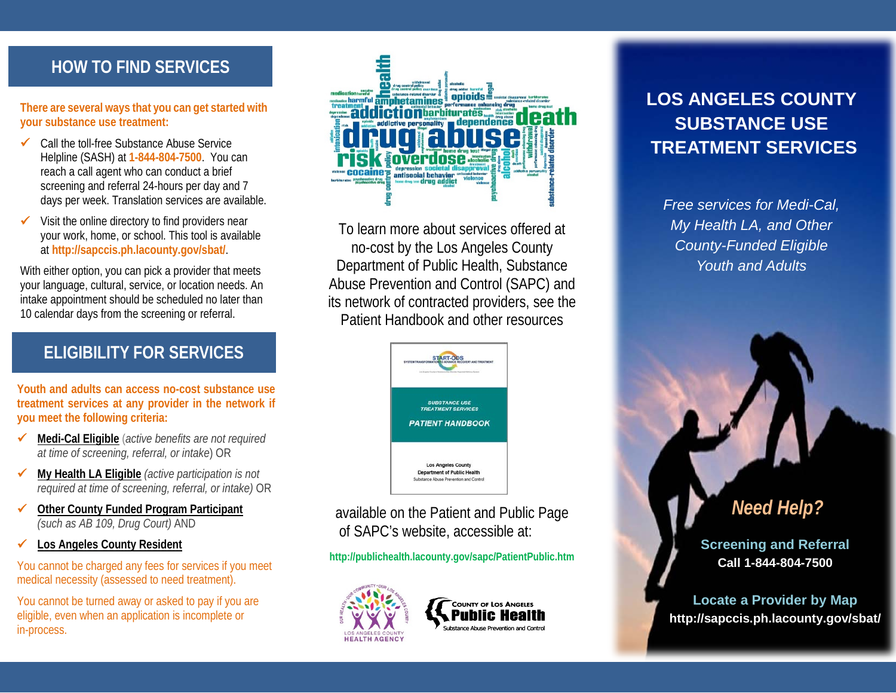## HOW TO FIND SERVICES

**There are several ways that you can get started with your substance use treatment:**

- ✓ Call the toll-free Substance Abuse Service Helpline (SASH) at **1-844-804-7500**. You can reach a call agent who can conduct a brief screening and referral 24-hours per day and 7 days per week. Translation services are available.
- ✓ Visit the online directory to find providers near your work, home, or school. This tool is available at **http://sapccis.ph.lacounty.gov/sbat/**.

With either option, you can pick a provider that meets your language, cultural, service, or location needs. An intake appointment should be scheduled no later than 10 calendar days from the screening or referral.

## ELIGIBILITY FOR SERVICES

**Youth and adults can access no-cost substance use treatment services at any provider in the network if you meet the following criteria:**

- ✓ **Medi-Cal Eligible** (*active benefits are not required at time of screening, referral, or intake*) OR
- ✓ **My Health LA Eligible** (*active participation is not required at time of screening, referral, or intake*) OR
- ✓ **Other County Funded Program Participant** (*such as AB 109, Drug Court*) AND
- ✓ **Los Angeles County Resident**

You cannot be charged any fees for services if you meet medical necessity (assessed to need treatment).

You cannot be turned away or asked to pay if you are eligible, even when an application is incomplete or in-process.

To learn more about services offered at no-cost by the Los Angeles County Department of Public Health, Substance Abuse Prevention and Control (SAPC) and its network of contracted providers, see the Patient Handbook and other resources

START-ODS
SYSTEM TRANSFORMATION TO ADVANCE RECOVERY AND TREATMENT
SUBSTANCE USE TREATMENT SERVICES
PATIENT HANDBOOK
Los Angeles County Department of Public Health Substance Abuse Prevention and Control

available on the Patient and Public Page of SAPC's website, accessible at:

**http://publichealth.lacounty.gov/sapc/PatientPublic.htm**

LOS ANGELES COUNTY HEALTH AGENCY

County of Los Angeles **Public Health** Substance Abuse Prevention and Control

# LOS ANGELES COUNTY SUBSTANCE USE TREATMENT SERVICES

*Free services for Medi-Cal, My Health LA, and Other County-Funded Eligible Youth and Adults*

***Need Help?***

**Screening and Referral**
**Call 1-844-804-7500**

**Locate a Provider by Map**
**http://sapccis.ph.lacounty.gov/sbat/**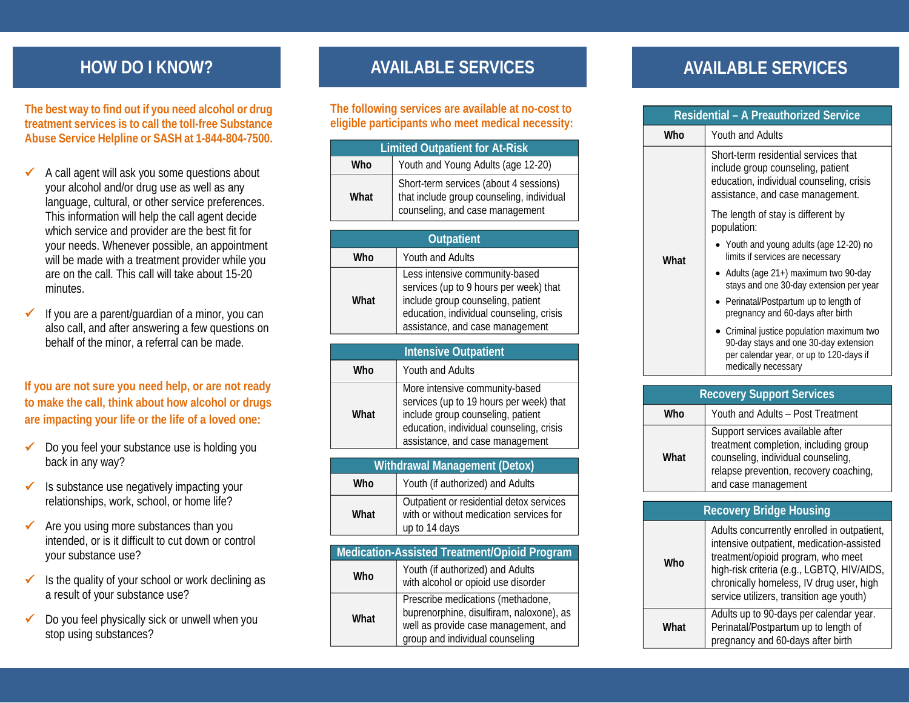## HOW DO I KNOW?

**The best way to find out if you need alcohol or drug treatment services is to call the toll-free Substance Abuse Service Helpline or SASH at 1-844-804-7500.**

- ✓ A call agent will ask you some questions about your alcohol and/or drug use as well as any language, cultural, or other service preferences. This information will help the call agent decide which service and provider are the best fit for your needs. Whenever possible, an appointment will be made with a treatment provider while you are on the call. This call will take about 15-20 minutes.
- ✓ If you are a parent/guardian of a minor, you can also call, and after answering a few questions on behalf of the minor, a referral can be made.

**If you are not sure you need help, or are not ready to make the call, think about how alcohol or drugs are impacting your life or the life of a loved one:**

- ✓ Do you feel your substance use is holding you back in any way?
- ✓ Is substance use negatively impacting your relationships, work, school, or home life?
- ✓ Are you using more substances than you intended, or is it difficult to cut down or control your substance use?
- ✓ Is the quality of your school or work declining as a result of your substance use?
- ✓ Do you feel physically sick or unwell when you stop using substances?

## AVAILABLE SERVICES

**The following services are available at no-cost to eligible participants who meet medical necessity:**

| Limited Outpatient for At-Risk | |
|---|---|
| **Who** | Youth and Young Adults (age 12-20) |
| **What** | Short-term services (about 4 sessions) that include group counseling, individual counseling, and case management |

| Outpatient | |
|---|---|
| **Who** | Youth and Adults |
| **What** | Less intensive community-based services (up to 9 hours per week) that include group counseling, patient education, individual counseling, crisis assistance, and case management |

| Intensive Outpatient | |
|---|---|
| **Who** | Youth and Adults |
| **What** | More intensive community-based services (up to 19 hours per week) that include group counseling, patient education, individual counseling, crisis assistance, and case management |

| Withdrawal Management (Detox) | |
|---|---|
| **Who** | Youth (if authorized) and Adults |
| **What** | Outpatient or residential detox services with or without medication services for up to 14 days |

| Medication-Assisted Treatment/Opioid Program | |
|---|---|
| **Who** | Youth (if authorized) and Adults with alcohol or opioid use disorder |
| **What** | Prescribe medications (methadone, buprenorphine, disulfiram, naloxone), as well as provide case management, and group and individual counseling |

## AVAILABLE SERVICES

| Residential – A Preauthorized Service | |
|---|---|
| **Who** | Youth and Adults |
| **What** | Short-term residential services that include group counseling, patient education, individual counseling, crisis assistance, and case management.<br><br>The length of stay is different by population:<br>• Youth and young adults (age 12-20) no limits if services are necessary<br>• Adults (age 21+) maximum two 90-day stays and one 30-day extension per year<br>• Perinatal/Postpartum up to length of pregnancy and 60-days after birth<br>• Criminal justice population maximum two 90-day stays and one 30-day extension per calendar year, or up to 120-days if medically necessary |

| Recovery Support Services | |
|---|---|
| **Who** | Youth and Adults – Post Treatment |
| **What** | Support services available after treatment completion, including group counseling, individual counseling, relapse prevention, recovery coaching, and case management |

| Recovery Bridge Housing | |
|---|---|
| **Who** | Adults concurrently enrolled in outpatient, intensive outpatient, medication-assisted treatment/opioid program, who meet high-risk criteria (e.g., LGBTQ, HIV/AIDS, chronically homeless, IV drug user, high service utilizers, transition age youth) |
| **What** | Adults up to 90-days per calendar year. Perinatal/Postpartum up to length of pregnancy and 60-days after birth |